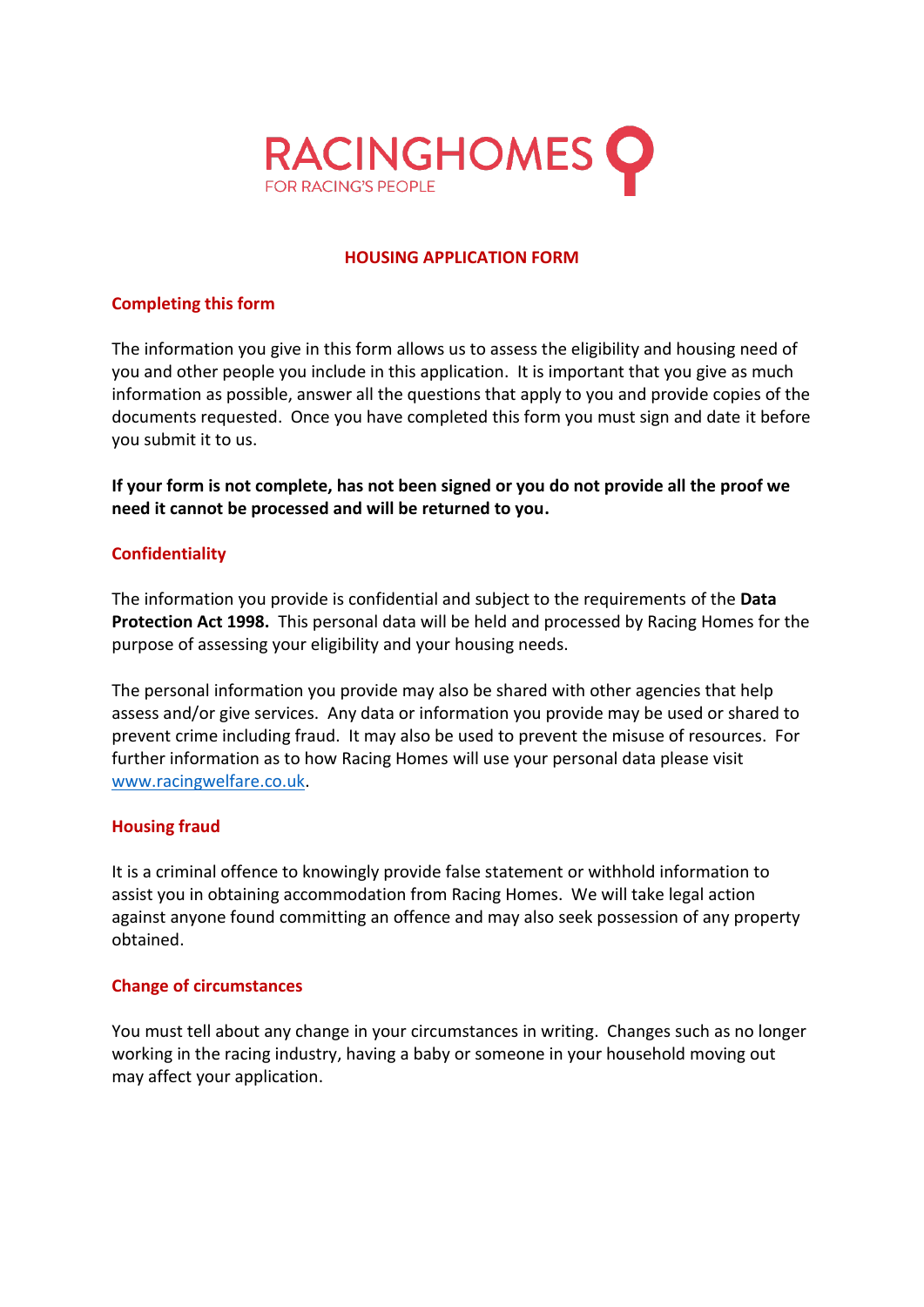RACINGHOMES
FOR RACING'S PEOPLE

# HOUSING APPLICATION FORM

## Completing this form

The information you give in this form allows us to assess the eligibility and housing need of you and other people you include in this application. It is important that you give as much information as possible, answer all the questions that apply to you and provide copies of the documents requested. Once you have completed this form you must sign and date it before you submit it to us.

**If your form is not complete, has not been signed or you do not provide all the proof we need it cannot be processed and will be returned to you.**

## Confidentiality

The information you provide is confidential and subject to the requirements of the **Data Protection Act 1998.** This personal data will be held and processed by Racing Homes for the purpose of assessing your eligibility and your housing needs.

The personal information you provide may also be shared with other agencies that help assess and/or give services. Any data or information you provide may be used or shared to prevent crime including fraud. It may also be used to prevent the misuse of resources. For further information as to how Racing Homes will use your personal data please visit www.racingwelfare.co.uk.

## Housing fraud

It is a criminal offence to knowingly provide false statement or withhold information to assist you in obtaining accommodation from Racing Homes. We will take legal action against anyone found committing an offence and may also seek possession of any property obtained.

## Change of circumstances

You must tell about any change in your circumstances in writing. Changes such as no longer working in the racing industry, having a baby or someone in your household moving out may affect your application.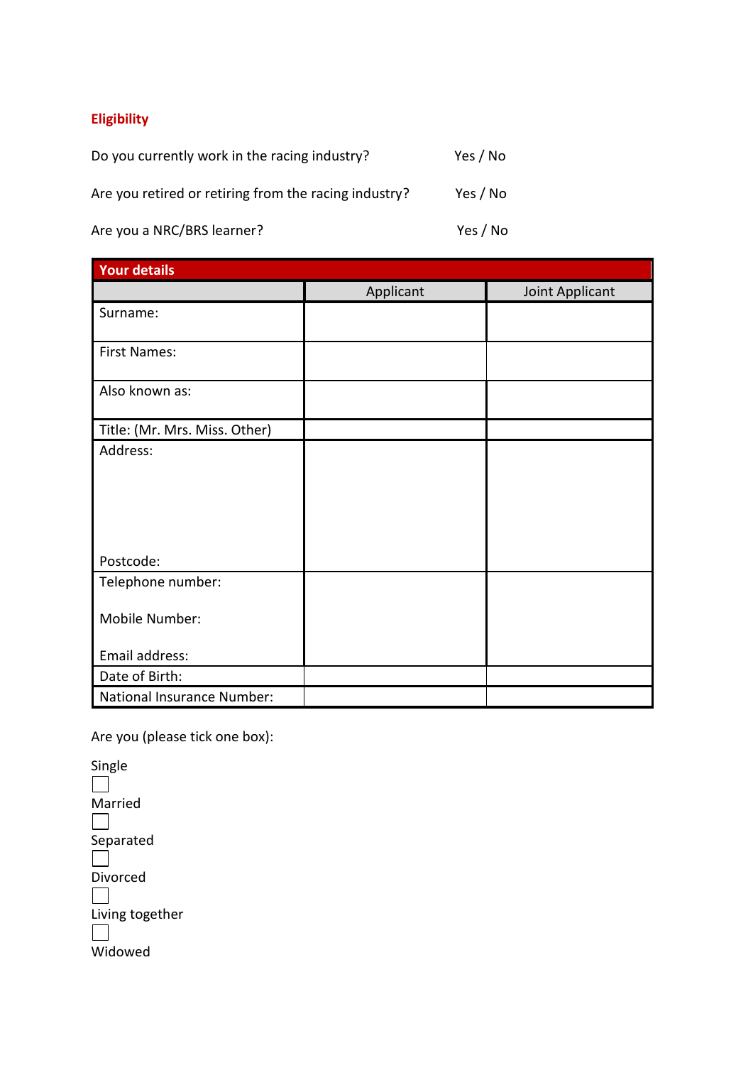## Eligibility

| | |
|---|---|
| Do you currently work in the racing industry? | Yes / No |
| Are you retired or retiring from the racing industry? | Yes / No |
| Are you a NRC/BRS learner? | Yes / No |

| **Your details** | | |
|---|---|---|
| | Applicant | Joint Applicant |
| Surname: | | |
| First Names: | | |
| Also known as: | | |
| Title: (Mr. Mrs. Miss. Other) | | |
| Address:<br><br><br><br>Postcode: | | |
| Telephone number:<br><br>Mobile Number:<br><br>Email address: | | |
| Date of Birth: | | |
| National Insurance Number: | | |

Are you (please tick one box):

Single

☐

Married

☐

Separated

☐

Divorced

☐

Living together

☐

Widowed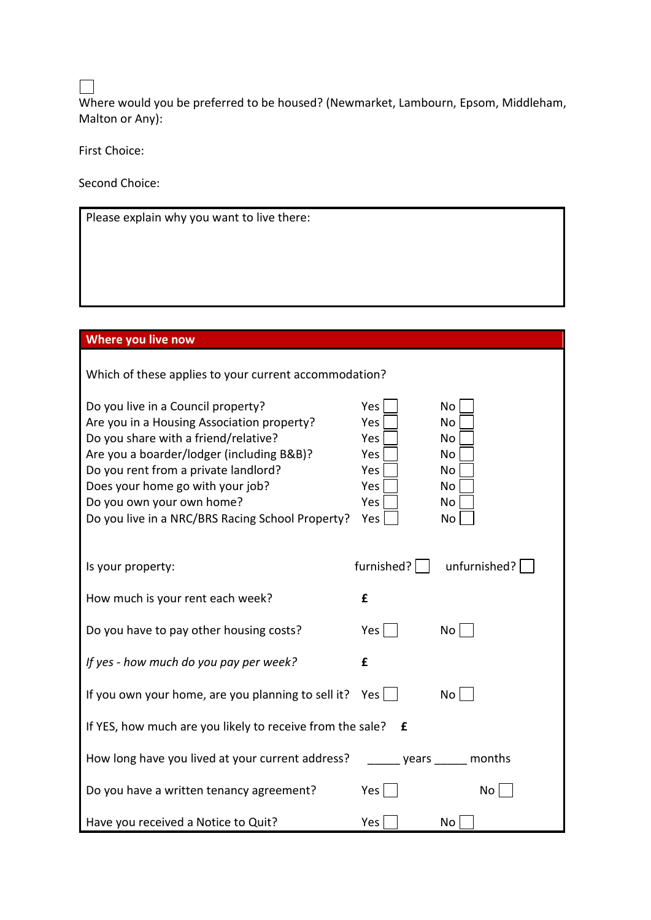☐

Where would you be preferred to be housed? (Newmarket, Lambourn, Epsom, Middleham, Malton or Any):

First Choice:

Second Choice:

| Please explain why you want to live there: |
| --- |
| |

## Where you live now

Which of these applies to your current accommodation?

| | | |
| --- | --- | --- |
| Do you live in a Council property? | Yes ☐ | No ☐ |
| Are you in a Housing Association property? | Yes ☐ | No ☐ |
| Do you share with a friend/relative? | Yes ☐ | No ☐ |
| Are you a boarder/lodger (including B&B)? | Yes ☐ | No ☐ |
| Do you rent from a private landlord? | Yes ☐ | No ☐ |
| Does your home go with your job? | Yes ☐ | No ☐ |
| Do you own your own home? | Yes ☐ | No ☐ |
| Do you live in a NRC/BRS Racing School Property? | Yes ☐ | No ☐ |

| | | |
| --- | --- | --- |
| Is your property: | furnished? ☐ | unfurnished? ☐ |
| How much is your rent each week? | £ | |
| Do you have to pay other housing costs? | Yes ☐ | No ☐ |
| *If yes - how much do you pay per week?* | £ | |
| If you own your home, are you planning to sell it? | Yes ☐ | No ☐ |
| If YES, how much are you likely to receive from the sale? | £ | |
| How long have you lived at your current address? | _____ years | _____ months |
| Do you have a written tenancy agreement? | Yes ☐ | No ☐ |
| Have you received a Notice to Quit? | Yes ☐ | No ☐ |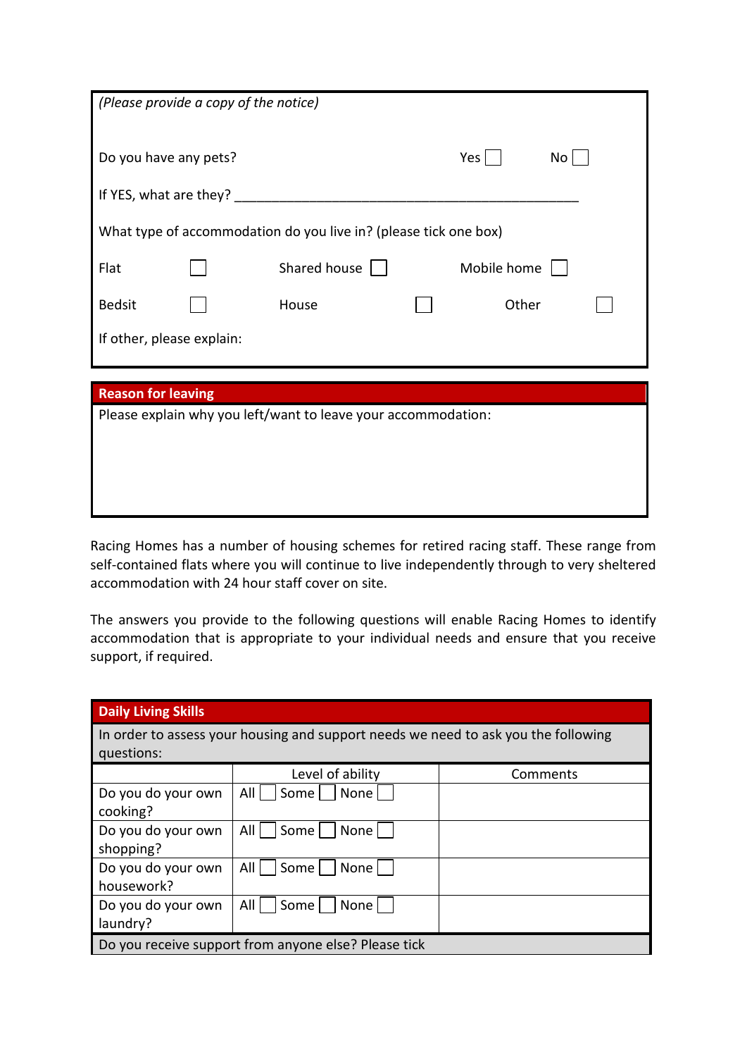*(Please provide a copy of the notice)*

Do you have any pets? Yes ☐ No ☐

If YES, what are they? ______________________________________________

What type of accommodation do you live in? (please tick one box)

| | | | | | |
|---|---|---|---|---|---|
| Flat | ☐ | Shared house | ☐ | Mobile home | ☐ |
| Bedsit | ☐ | House | ☐ | Other | ☐ |

If other, please explain:

## Reason for leaving

Please explain why you left/want to leave your accommodation:

Racing Homes has a number of housing schemes for retired racing staff. These range from self-contained flats where you will continue to live independently through to very sheltered accommodation with 24 hour staff cover on site.

The answers you provide to the following questions will enable Racing Homes to identify accommodation that is appropriate to your individual needs and ensure that you receive support, if required.

## Daily Living Skills

In order to assess your housing and support needs we need to ask you the following questions:

| | Level of ability | Comments |
|---|---|---|
| Do you do your own cooking? | All ☐ Some ☐ None ☐ | |
| Do you do your own shopping? | All ☐ Some ☐ None ☐ | |
| Do you do your own housework? | All ☐ Some ☐ None ☐ | |
| Do you do your own laundry? | All ☐ Some ☐ None ☐ | |

Do you receive support from anyone else? Please tick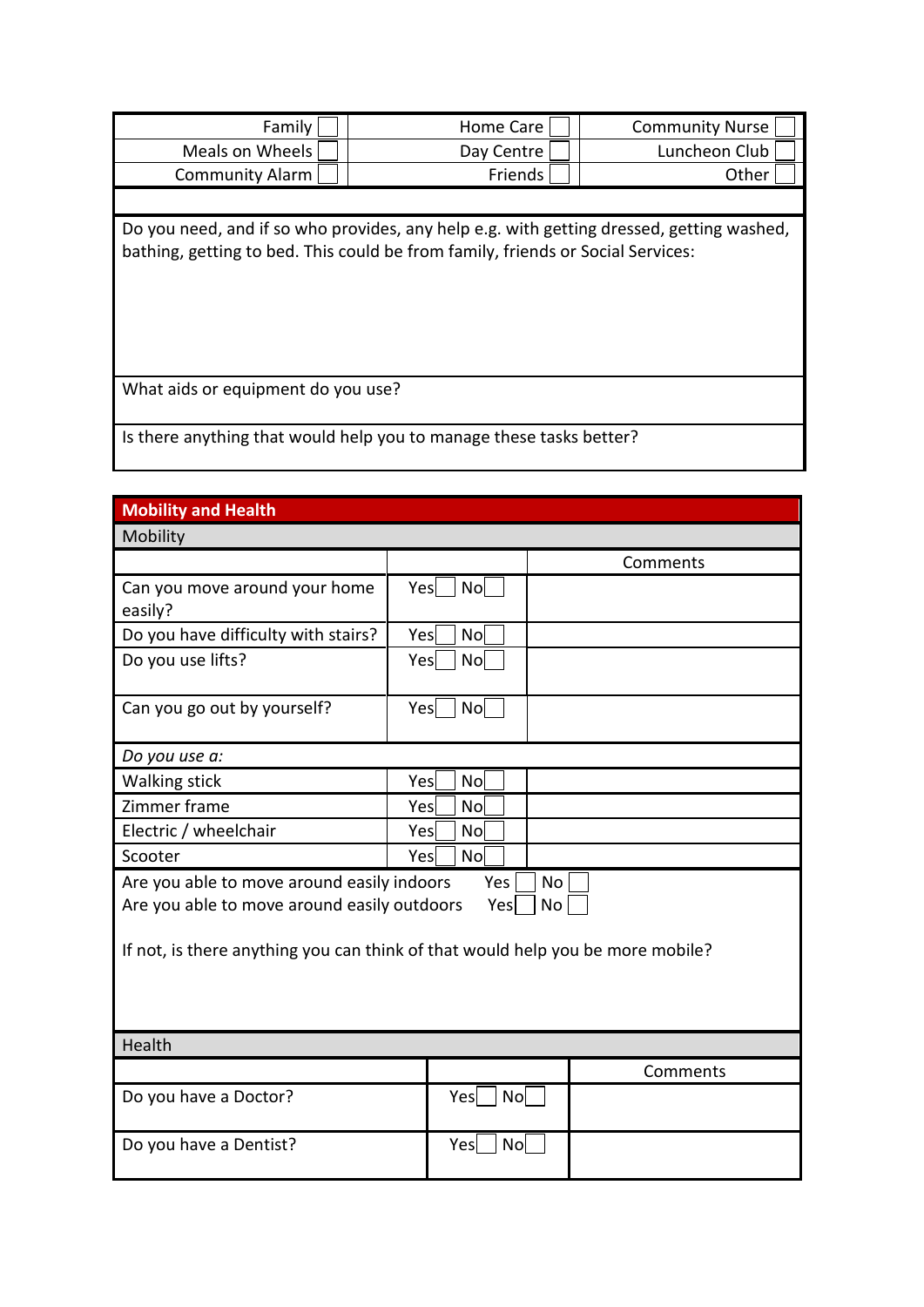| | | |
|---|---|---|
| Family ☐ | Home Care ☐ | Community Nurse ☐ |
| Meals on Wheels ☐ | Day Centre ☐ | Luncheon Club ☐ |
| Community Alarm ☐ | Friends ☐ | Other ☐ |

Do you need, and if so who provides, any help e.g. with getting dressed, getting washed, bathing, getting to bed. This could be from family, friends or Social Services:

What aids or equipment do you use?

Is there anything that would help you to manage these tasks better?

## Mobility and Health

### Mobility

| | | Comments |
|---|---|---|
| Can you move around your home easily? | Yes ☐ No ☐ | |
| Do you have difficulty with stairs? | Yes ☐ No ☐ | |
| Do you use lifts? | Yes ☐ No ☐ | |
| Can you go out by yourself? | Yes ☐ No ☐ | |
| *Do you use a:* | | |
| Walking stick | Yes ☐ No ☐ | |
| Zimmer frame | Yes ☐ No ☐ | |
| Electric / wheelchair | Yes ☐ No ☐ | |
| Scooter | Yes ☐ No ☐ | |

Are you able to move around easily indoors Yes ☐ No ☐
Are you able to move around easily outdoors Yes ☐ No ☐

If not, is there anything you can think of that would help you be more mobile?

### Health

| | | Comments |
|---|---|---|
| Do you have a Doctor? | Yes ☐ No ☐ | |
| Do you have a Dentist? | Yes ☐ No ☐ | |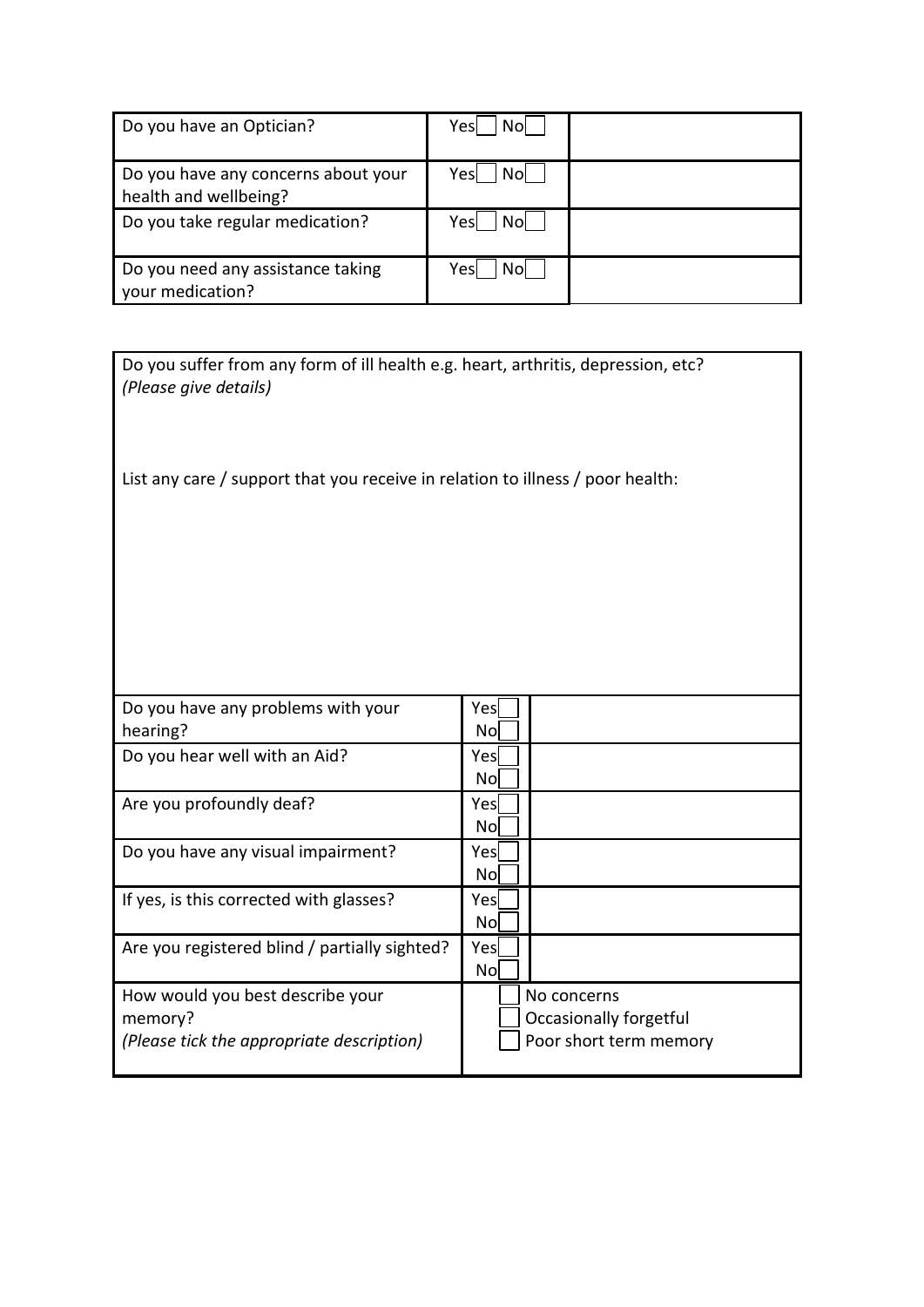| Do you have an Optician? | Yes☐ No☐ | |
| --- | --- | --- |
| Do you have any concerns about your health and wellbeing? | Yes☐ No☐ | |
| Do you take regular medication? | Yes☐ No☐ | |
| Do you need any assistance taking your medication? | Yes☐ No☐ | |

Do you suffer from any form of ill health e.g. heart, arthritis, depression, etc?
*(Please give details)*

List any care / support that you receive in relation to illness / poor health:

| Do you have any problems with your hearing? | Yes☐ No☐ | |
| --- | --- | --- |
| Do you hear well with an Aid? | Yes☐ No☐ | |
| Are you profoundly deaf? | Yes☐ No☐ | |
| Do you have any visual impairment? | Yes☐ No☐ | |
| If yes, is this corrected with glasses? | Yes☐ No☐ | |
| Are you registered blind / partially sighted? | Yes☐ No☐ | |
| How would you best describe your memory? *(Please tick the appropriate description)* | ☐ No concerns<br>☐ Occasionally forgetful<br>☐ Poor short term memory | |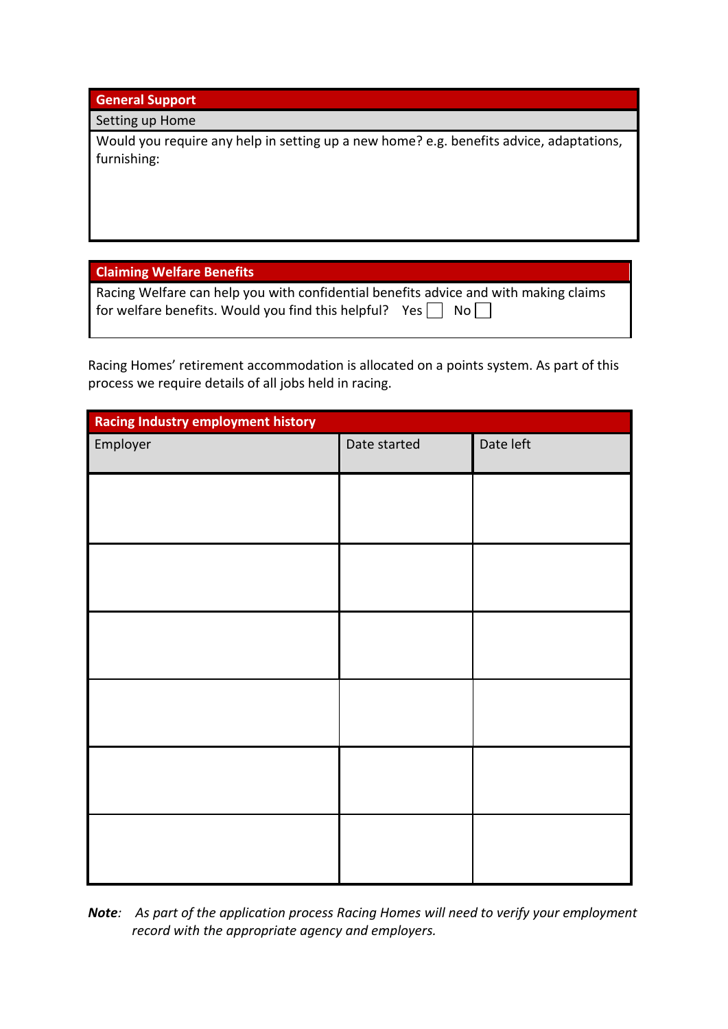| General Support |
|---|
| Setting up Home |
| Would you require any help in setting up a new home? e.g. benefits advice, adaptations, furnishing: |

| Claiming Welfare Benefits |
|---|
| Racing Welfare can help you with confidential benefits advice and with making claims for welfare benefits. Would you find this helpful? Yes ☐ No ☐ |

Racing Homes' retirement accommodation is allocated on a points system. As part of this process we require details of all jobs held in racing.

| Racing Industry employment history | | |
|---|---|---|
| Employer | Date started | Date left |
| | | |
| | | |
| | | |
| | | |
| | | |
| | | |

***Note***: *As part of the application process Racing Homes will need to verify your employment record with the appropriate agency and employers.*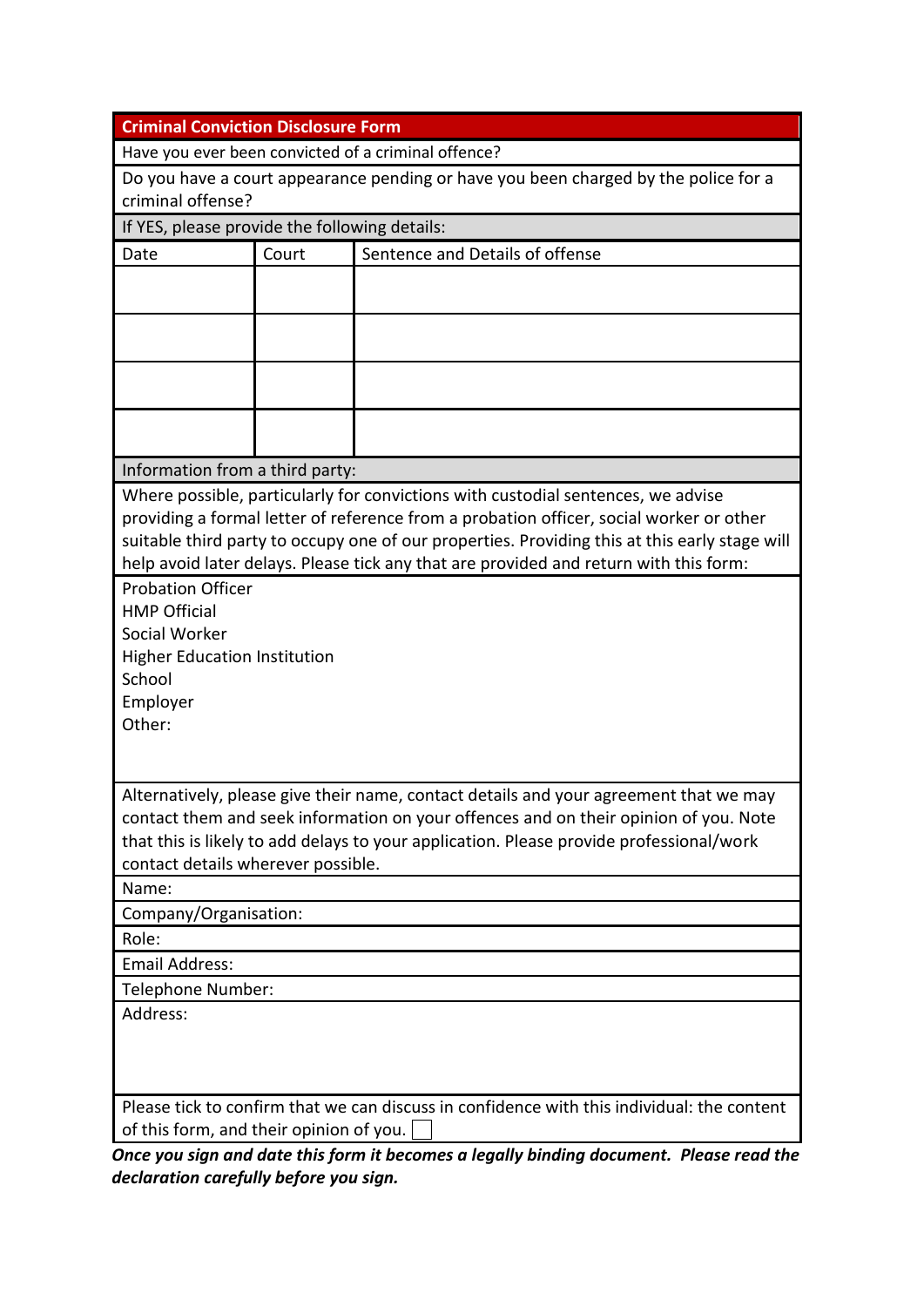## Criminal Conviction Disclosure Form

Have you ever been convicted of a criminal offence?

Do you have a court appearance pending or have you been charged by the police for a criminal offense?

If YES, please provide the following details:

| Date | Court | Sentence and Details of offense |
|---|---|---|
| | | |
| | | |
| | | |
| | | |

Information from a third party:

Where possible, particularly for convictions with custodial sentences, we advise providing a formal letter of reference from a probation officer, social worker or other suitable third party to occupy one of our properties. Providing this at this early stage will help avoid later delays. Please tick any that are provided and return with this form:

Probation Officer
HMP Official
Social Worker
Higher Education Institution
School
Employer
Other:

Alternatively, please give their name, contact details and your agreement that we may contact them and seek information on your offences and on their opinion of you. Note that this is likely to add delays to your application. Please provide professional/work contact details wherever possible.

Name:

Company/Organisation:

Role:

Email Address:

Telephone Number:

Address:

Please tick to confirm that we can discuss in confidence with this individual: the content of this form, and their opinion of you. ☐

***Once you sign and date this form it becomes a legally binding document. Please read the declaration carefully before you sign.***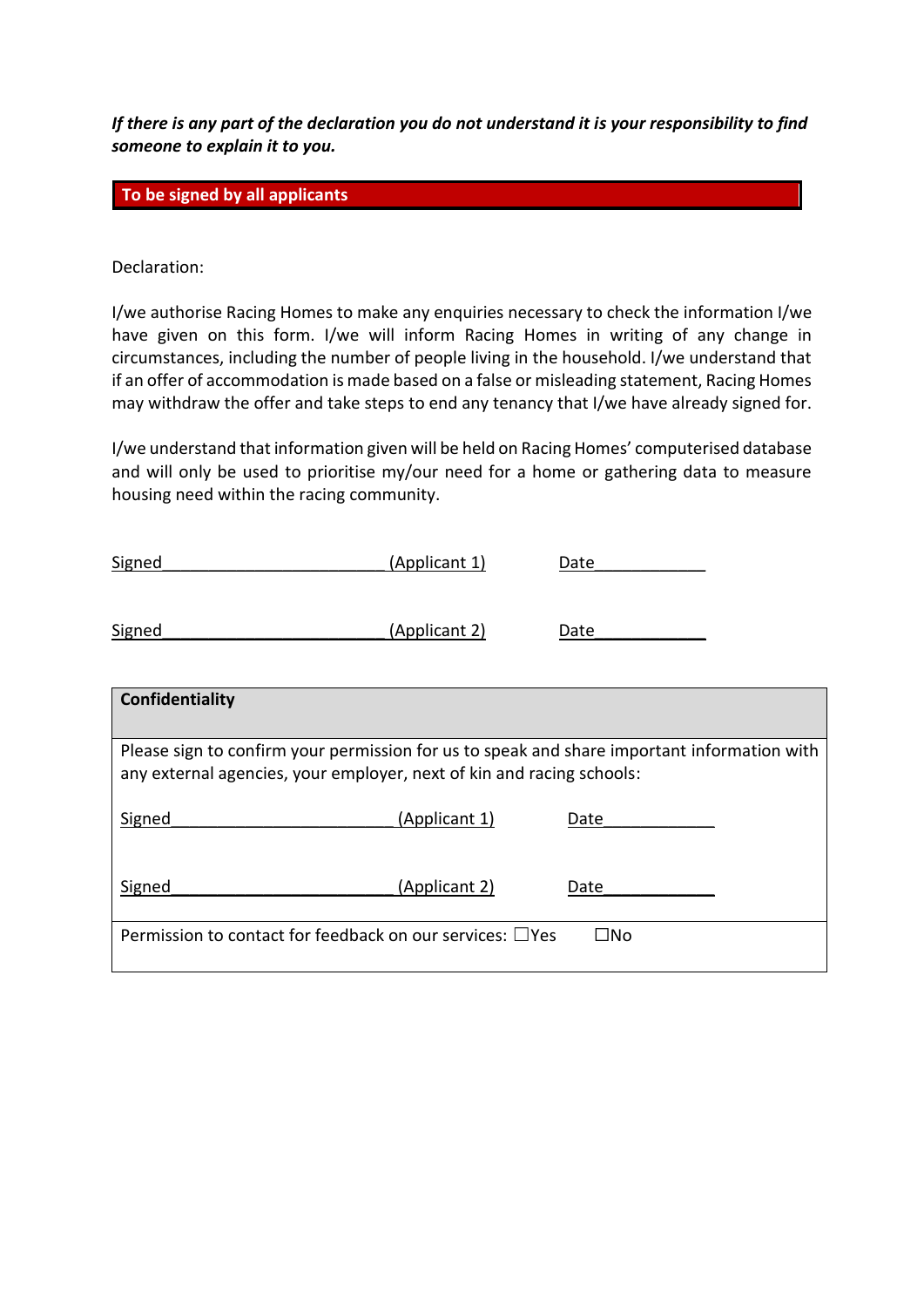***If there is any part of the declaration you do not understand it is your responsibility to find someone to explain it to you.***

**To be signed by all applicants**

Declaration:

I/we authorise Racing Homes to make any enquiries necessary to check the information I/we have given on this form. I/we will inform Racing Homes in writing of any change in circumstances, including the number of people living in the household. I/we understand that if an offer of accommodation is made based on a false or misleading statement, Racing Homes may withdraw the offer and take steps to end any tenancy that I/we have already signed for.

I/we understand that information given will be held on Racing Homes' computerised database and will only be used to prioritise my/our need for a home or gathering data to measure housing need within the racing community.

Signed________________________ (Applicant 1)     Date____________

Signed________________________ (Applicant 2)     Date____________

| **Confidentiality** |
|---|
| Please sign to confirm your permission for us to speak and share important information with any external agencies, your employer, next of kin and racing schools:<br><br>Signed________________________ (Applicant 1)     Date____________<br><br>Signed________________________ (Applicant 2)     Date____________ |
| Permission to contact for feedback on our services: ☐Yes     ☐No |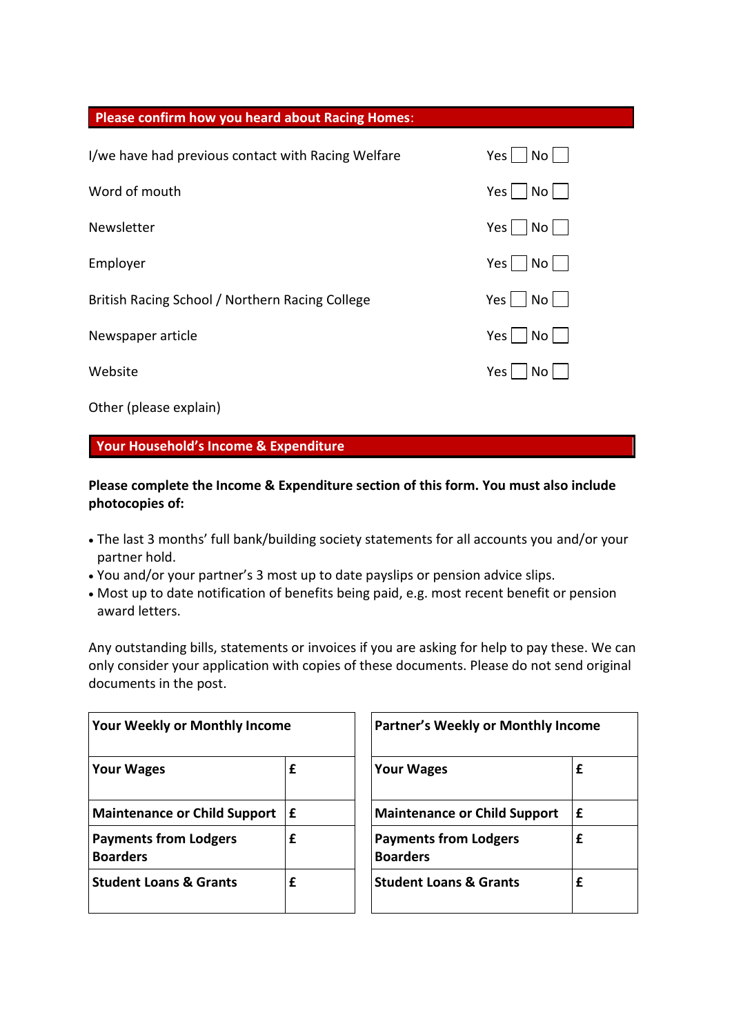## Please confirm how you heard about Racing Homes:

| | |
|---|---|
| I/we have had previous contact with Racing Welfare | Yes ☐ No ☐ |
| Word of mouth | Yes ☐ No ☐ |
| Newsletter | Yes ☐ No ☐ |
| Employer | Yes ☐ No ☐ |
| British Racing School / Northern Racing College | Yes ☐ No ☐ |
| Newspaper article | Yes ☐ No ☐ |
| Website | Yes ☐ No ☐ |

Other (please explain)

## Your Household's Income & Expenditure

**Please complete the Income & Expenditure section of this form. You must also include photocopies of:**

- The last 3 months' full bank/building society statements for all accounts you and/or your partner hold.
- You and/or your partner's 3 most up to date payslips or pension advice slips.
- Most up to date notification of benefits being paid, e.g. most recent benefit or pension award letters.

Any outstanding bills, statements or invoices if you are asking for help to pay these. We can only consider your application with copies of these documents. Please do not send original documents in the post.

| **Your Weekly or Monthly Income** | |
|---|---|
| **Your Wages** | **£** |
| **Maintenance or Child Support** | **£** |
| **Payments from Lodgers Boarders** | **£** |
| **Student Loans & Grants** | **£** |

| **Partner's Weekly or Monthly Income** | |
|---|---|
| **Your Wages** | **£** |
| **Maintenance or Child Support** | **£** |
| **Payments from Lodgers Boarders** | **£** |
| **Student Loans & Grants** | **£** |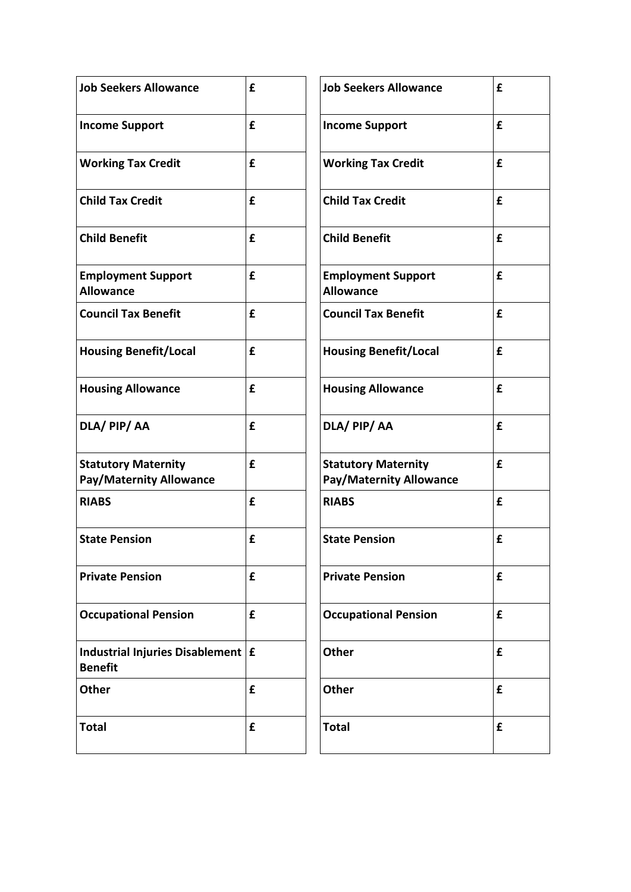| **Job Seekers Allowance** | **£** |
|---|---|
| **Income Support** | **£** |
| **Working Tax Credit** | **£** |
| **Child Tax Credit** | **£** |
| **Child Benefit** | **£** |
| **Employment Support Allowance** | **£** |
| **Council Tax Benefit** | **£** |
| **Housing Benefit/Local** | **£** |
| **Housing Allowance** | **£** |
| **DLA/ PIP/ AA** | **£** |
| **Statutory Maternity Pay/Maternity Allowance** | **£** |
| **RIABS** | **£** |
| **State Pension** | **£** |
| **Private Pension** | **£** |
| **Occupational Pension** | **£** |
| **Industrial Injuries Disablement Benefit** | **£** |
| **Other** | **£** |
| **Total** | **£** |

| **Job Seekers Allowance** | **£** |
|---|---|
| **Income Support** | **£** |
| **Working Tax Credit** | **£** |
| **Child Tax Credit** | **£** |
| **Child Benefit** | **£** |
| **Employment Support Allowance** | **£** |
| **Council Tax Benefit** | **£** |
| **Housing Benefit/Local** | **£** |
| **Housing Allowance** | **£** |
| **DLA/ PIP/ AA** | **£** |
| **Statutory Maternity Pay/Maternity Allowance** | **£** |
| **RIABS** | **£** |
| **State Pension** | **£** |
| **Private Pension** | **£** |
| **Occupational Pension** | **£** |
| **Other** | **£** |
| **Other** | **£** |
| **Total** | **£** |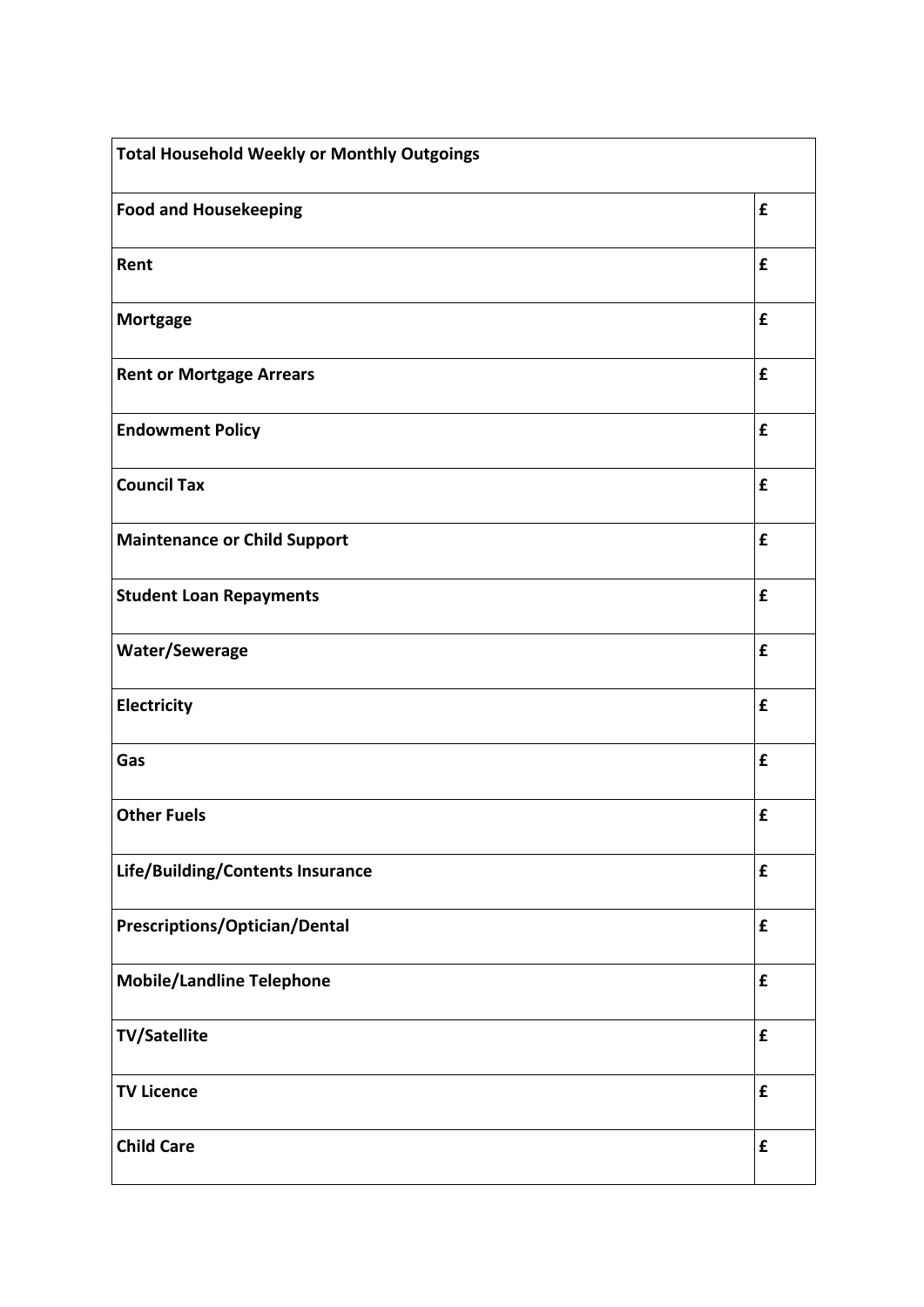| Total Household Weekly or Monthly Outgoings | |
|---|---|
| **Food and Housekeeping** | **£** |
| **Rent** | **£** |
| **Mortgage** | **£** |
| **Rent or Mortgage Arrears** | **£** |
| **Endowment Policy** | **£** |
| **Council Tax** | **£** |
| **Maintenance or Child Support** | **£** |
| **Student Loan Repayments** | **£** |
| **Water/Sewerage** | **£** |
| **Electricity** | **£** |
| **Gas** | **£** |
| **Other Fuels** | **£** |
| **Life/Building/Contents Insurance** | **£** |
| **Prescriptions/Optician/Dental** | **£** |
| **Mobile/Landline Telephone** | **£** |
| **TV/Satellite** | **£** |
| **TV Licence** | **£** |
| **Child Care** | **£** |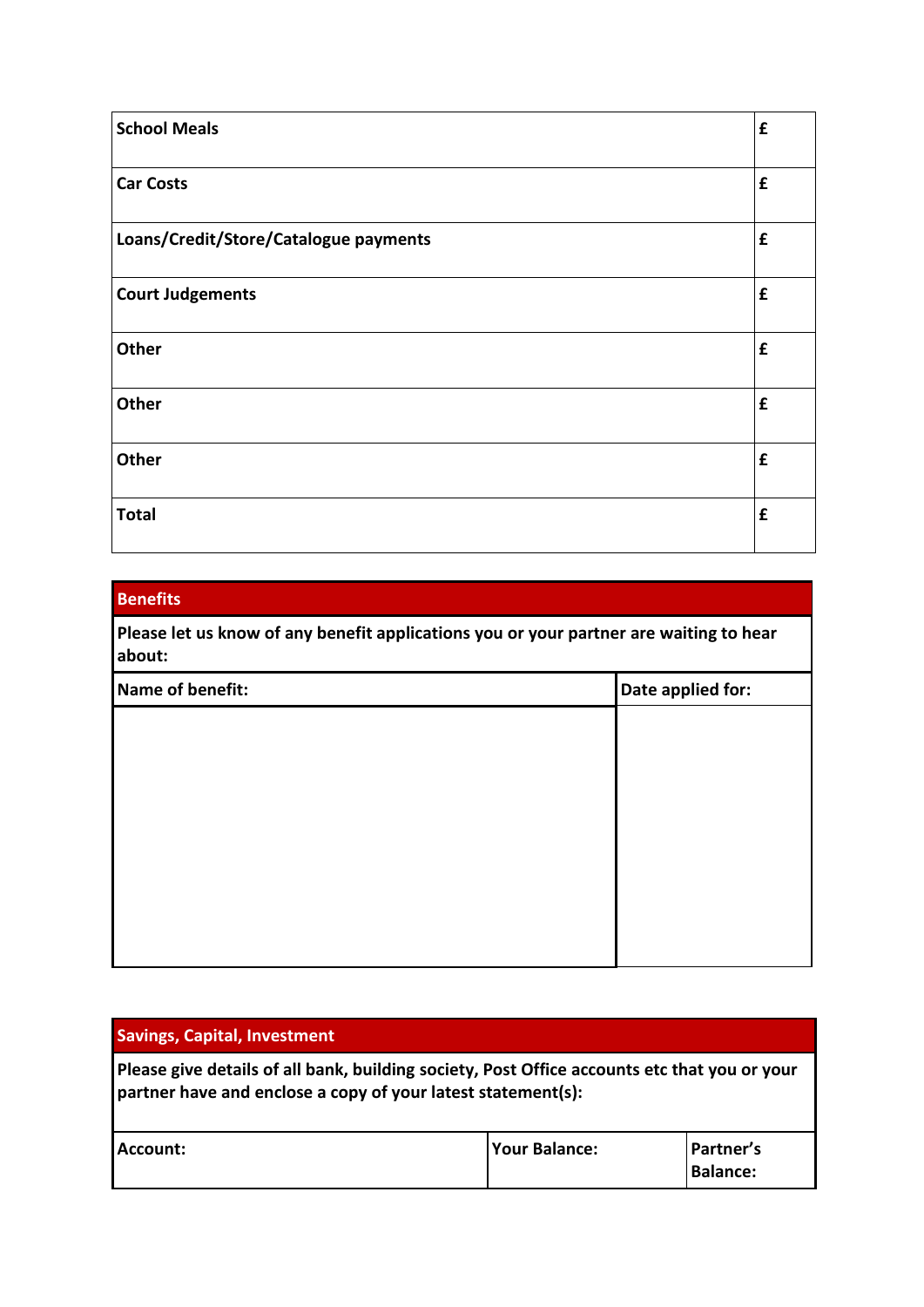| School Meals | £ |
|---|---|
| Car Costs | £ |
| Loans/Credit/Store/Catalogue payments | £ |
| Court Judgements | £ |
| Other | £ |
| Other | £ |
| Other | £ |
| **Total** | £ |

## Benefits

**Please let us know of any benefit applications you or your partner are waiting to hear about:**

| Name of benefit: | Date applied for: |
|---|---|
| | |

## Savings, Capital, Investment

**Please give details of all bank, building society, Post Office accounts etc that you or your partner have and enclose a copy of your latest statement(s):**

| Account: | Your Balance: | Partner's Balance: |
|---|---|---|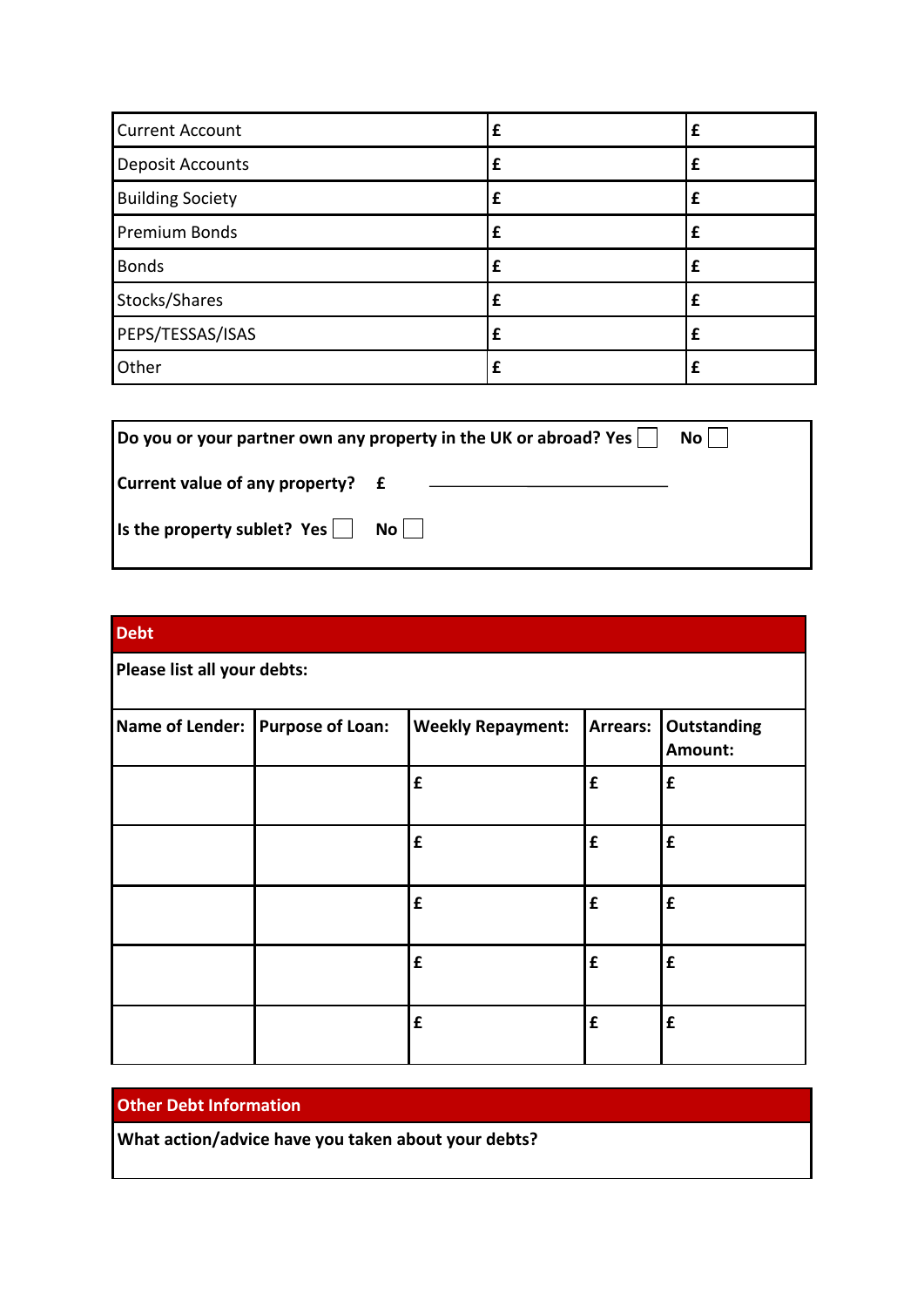| | | |
|---|---|---|
| Current Account | **£** | **£** |
| Deposit Accounts | **£** | **£** |
| Building Society | **£** | **£** |
| Premium Bonds | **£** | **£** |
| Bonds | **£** | **£** |
| Stocks/Shares | **£** | **£** |
| PEPS/TESSAS/ISAS | **£** | **£** |
| Other | **£** | **£** |

**Do you or your partner own any property in the UK or abroad? Yes** ☐ **No** ☐

**Current value of any property? £** ______________________

**Is the property sublet? Yes** ☐ **No** ☐

## Debt

**Please list all your debts:**

| Name of Lender: | Purpose of Loan: | Weekly Repayment: | Arrears: | Outstanding Amount: |
|---|---|---|---|---|
| | | **£** | **£** | **£** |
| | | **£** | **£** | **£** |
| | | **£** | **£** | **£** |
| | | **£** | **£** | **£** |
| | | **£** | **£** | **£** |

## Other Debt Information

**What action/advice have you taken about your debts?**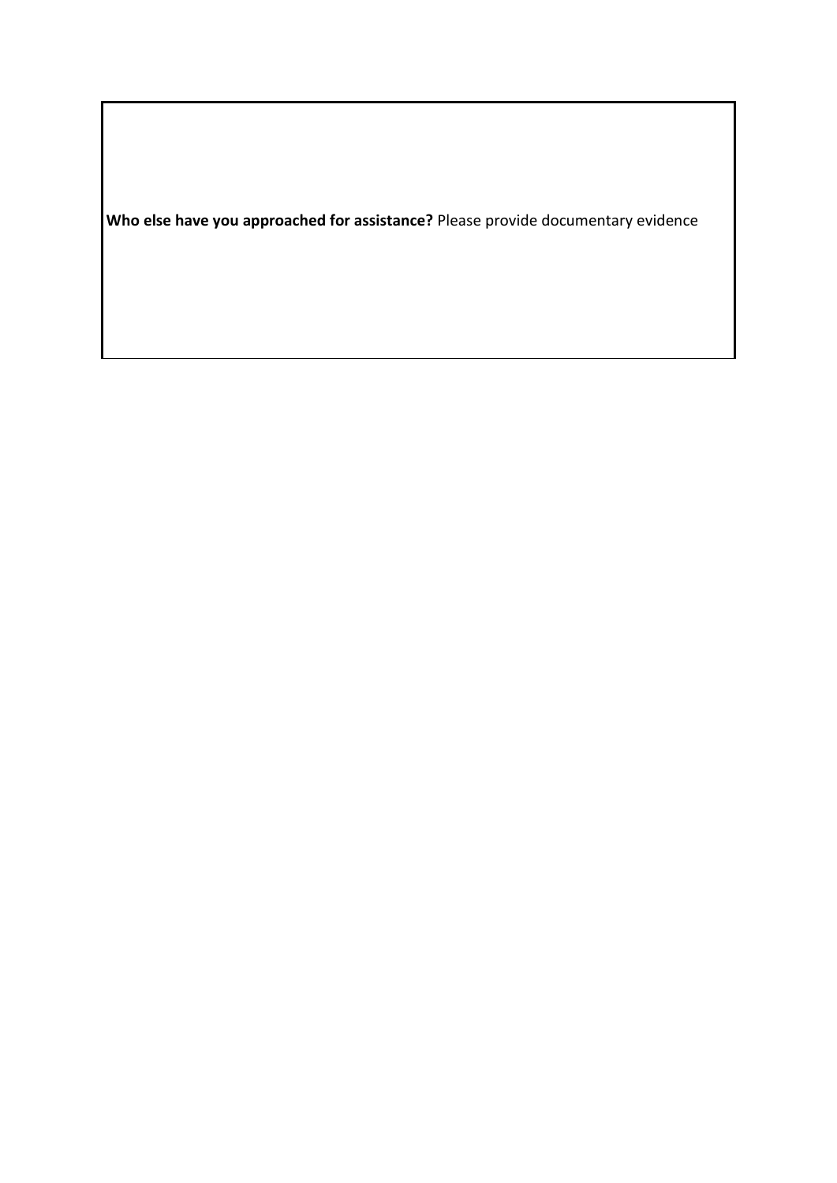**Who else have you approached for assistance?** Please provide documentary evidence